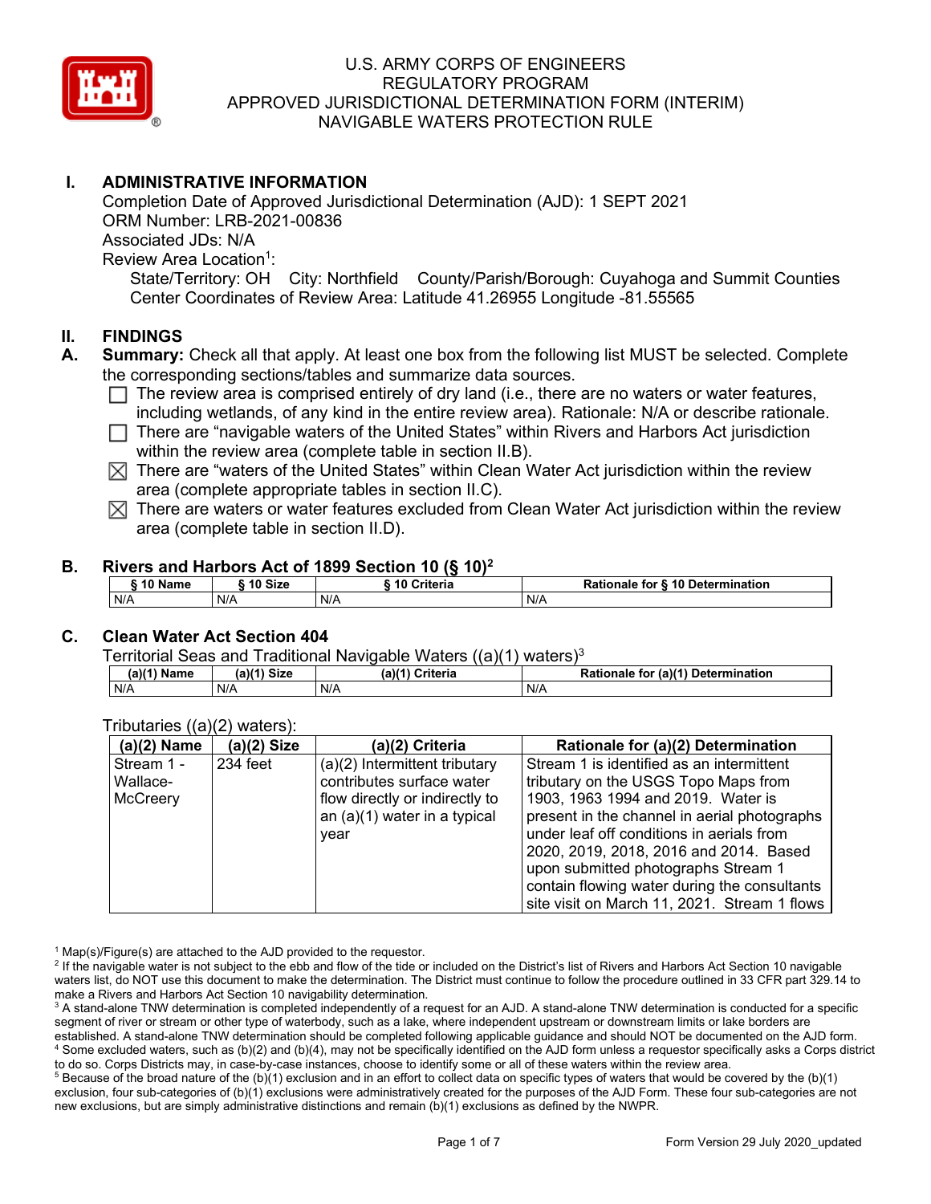U.S. ARMY CORPS OF ENGINEERS
REGULATORY PROGRAM
APPROVED JURISDICTIONAL DETERMINATION FORM (INTERIM)
NAVIGABLE WATERS PROTECTION RULE

## I. ADMINISTRATIVE INFORMATION

Completion Date of Approved Jurisdictional Determination (AJD): 1 SEPT 2021
ORM Number: LRB-2021-00836
Associated JDs: N/A
Review Area Location[1]:
State/Territory: OH City: Northfield County/Parish/Borough: Cuyahoga and Summit Counties
Center Coordinates of Review Area: Latitude 41.26955 Longitude -81.55565

## II. FINDINGS

**A. Summary:** Check all that apply. At least one box from the following list MUST be selected. Complete the corresponding sections/tables and summarize data sources.

- ☐ The review area is comprised entirely of dry land (i.e., there are no waters or water features, including wetlands, of any kind in the entire review area). Rationale: N/A or describe rationale.
- ☐ There are "navigable waters of the United States" within Rivers and Harbors Act jurisdiction within the review area (complete table in section II.B).
- ☒ There are "waters of the United States" within Clean Water Act jurisdiction within the review area (complete appropriate tables in section II.C).
- ☒ There are waters or water features excluded from Clean Water Act jurisdiction within the review area (complete table in section II.D).

### B. Rivers and Harbors Act of 1899 Section 10 (§ 10)[2]

| § 10 Name | § 10 Size | § 10 Criteria | Rationale for § 10 Determination |
|---|---|---|---|
| N/A | N/A | N/A | N/A |

### C. Clean Water Act Section 404

Territorial Seas and Traditional Navigable Waters ((a)(1) waters)[3]

| (a)(1) Name | (a)(1) Size | (a)(1) Criteria | Rationale for (a)(1) Determination |
|---|---|---|---|
| N/A | N/A | N/A | N/A |

Tributaries ((a)(2) waters):

| (a)(2) Name | (a)(2) Size | (a)(2) Criteria | Rationale for (a)(2) Determination |
|---|---|---|---|
| Stream 1 - Wallace-McCreery | 234 feet | (a)(2) Intermittent tributary contributes surface water flow directly or indirectly to an (a)(1) water in a typical year | Stream 1 is identified as an intermittent tributary on the USGS Topo Maps from 1903, 1963 1994 and 2019. Water is present in the channel in aerial photographs under leaf off conditions in aerials from 2020, 2019, 2018, 2016 and 2014. Based upon submitted photographs Stream 1 contain flowing water during the consultants site visit on March 11, 2021. Stream 1 flows |

[1] Map(s)/Figure(s) are attached to the AJD provided to the requestor.
[2] If the navigable water is not subject to the ebb and flow of the tide or included on the District's list of Rivers and Harbors Act Section 10 navigable waters list, do NOT use this document to make the determination. The District must continue to follow the procedure outlined in 33 CFR part 329.14 to make a Rivers and Harbors Act Section 10 navigability determination.
[3] A stand-alone TNW determination is completed independently of a request for an AJD. A stand-alone TNW determination is conducted for a specific segment of river or stream or other type of waterbody, such as a lake, where independent upstream or downstream limits or lake borders are established. A stand-alone TNW determination should be completed following applicable guidance and should NOT be documented on the AJD form.
[4] Some excluded waters, such as (b)(2) and (b)(4), may not be specifically identified on the AJD form unless a requestor specifically asks a Corps district to do so. Corps Districts may, in case-by-case instances, choose to identify some or all of these waters within the review area.
[5] Because of the broad nature of the (b)(1) exclusion and in an effort to collect data on specific types of waters that would be covered by the (b)(1) exclusion, four sub-categories of (b)(1) exclusions were administratively created for the purposes of the AJD Form. These four sub-categories are not new exclusions, but are simply administrative distinctions and remain (b)(1) exclusions as defined by the NWPR.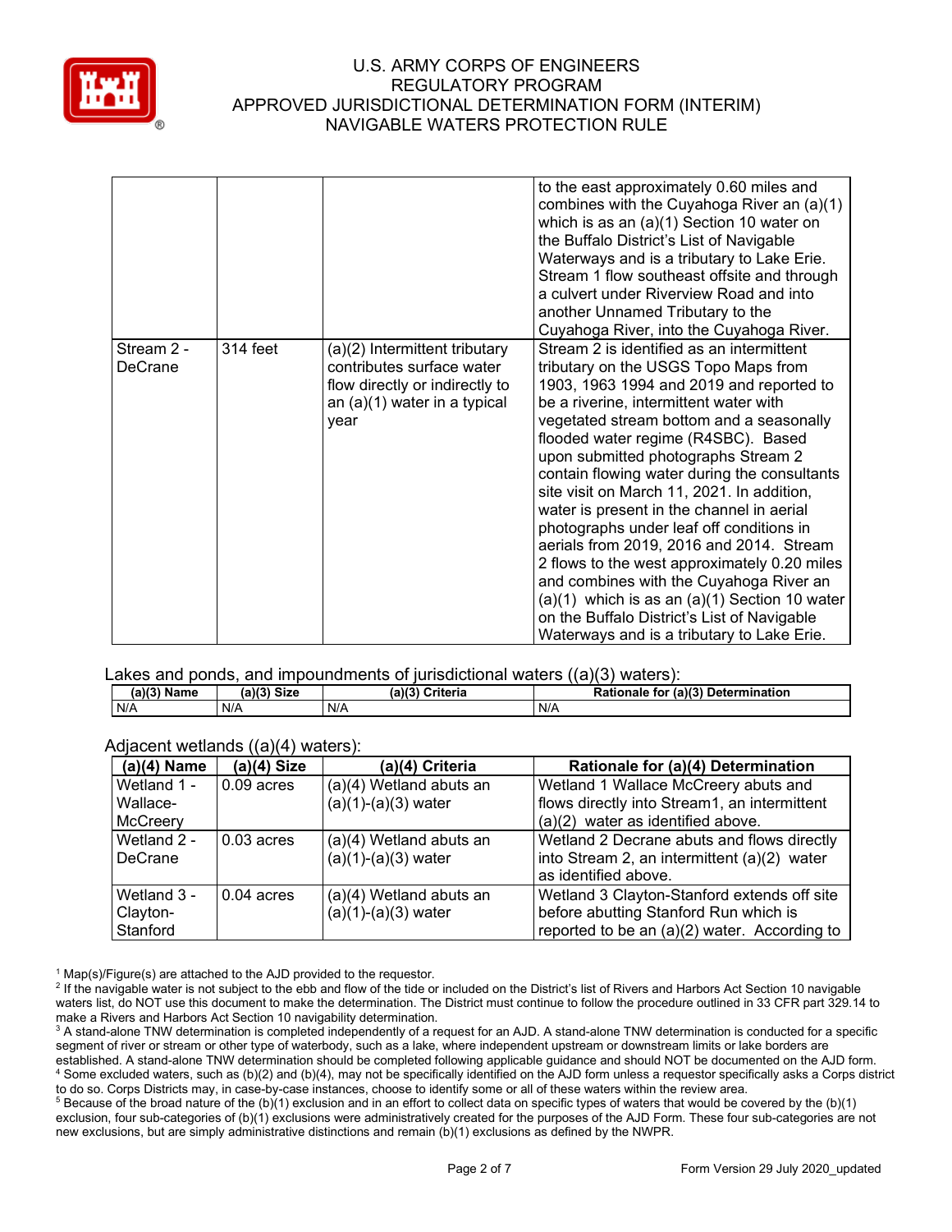| | | | |
|---|---|---|---|
| | | | to the east approximately 0.60 miles and combines with the Cuyahoga River an (a)(1) which is as an (a)(1) Section 10 water on the Buffalo District's List of Navigable Waterways and is a tributary to Lake Erie. Stream 1 flow southeast offsite and through a culvert under Riverview Road and into another Unnamed Tributary to the Cuyahoga River, into the Cuyahoga River. |
| Stream 2 - DeCrane | 314 feet | (a)(2) Intermittent tributary contributes surface water flow directly or indirectly to an (a)(1) water in a typical year | Stream 2 is identified as an intermittent tributary on the USGS Topo Maps from 1903, 1963 1994 and 2019 and reported to be a riverine, intermittent water with vegetated stream bottom and a seasonally flooded water regime (R4SBC). Based upon submitted photographs Stream 2 contain flowing water during the consultants site visit on March 11, 2021. In addition, water is present in the channel in aerial photographs under leaf off conditions in aerials from 2019, 2016 and 2014. Stream 2 flows to the west approximately 0.20 miles and combines with the Cuyahoga River an (a)(1) which is as an (a)(1) Section 10 water on the Buffalo District's List of Navigable Waterways and is a tributary to Lake Erie. |

Lakes and ponds, and impoundments of jurisdictional waters ((a)(3) waters):

| (a)(3) Name | (a)(3) Size | (a)(3) Criteria | Rationale for (a)(3) Determination |
|---|---|---|---|
| N/A | N/A | N/A | N/A |

Adjacent wetlands ((a)(4) waters):

| (a)(4) Name | (a)(4) Size | (a)(4) Criteria | Rationale for (a)(4) Determination |
|---|---|---|---|
| Wetland 1 - Wallace-McCreery | 0.09 acres | (a)(4) Wetland abuts an (a)(1)-(a)(3) water | Wetland 1 Wallace McCreery abuts and flows directly into Stream1, an intermittent (a)(2) water as identified above. |
| Wetland 2 - DeCrane | 0.03 acres | (a)(4) Wetland abuts an (a)(1)-(a)(3) water | Wetland 2 Decrane abuts and flows directly into Stream 2, an intermittent (a)(2) water as identified above. |
| Wetland 3 - Clayton-Stanford | 0.04 acres | (a)(4) Wetland abuts an (a)(1)-(a)(3) water | Wetland 3 Clayton-Stanford extends off site before abutting Stanford Run which is reported to be an (a)(2) water. According to |

[1] Map(s)/Figure(s) are attached to the AJD provided to the requestor.

[2] If the navigable water is not subject to the ebb and flow of the tide or included on the District's list of Rivers and Harbors Act Section 10 navigable waters list, do NOT use this document to make the determination. The District must continue to follow the procedure outlined in 33 CFR part 329.14 to make a Rivers and Harbors Act Section 10 navigability determination.

[3] A stand-alone TNW determination is completed independently of a request for an AJD. A stand-alone TNW determination is conducted for a specific segment of river or stream or other type of waterbody, such as a lake, where independent upstream or downstream limits or lake borders are established. A stand-alone TNW determination should be completed following applicable guidance and should NOT be documented on the AJD form.

[4] Some excluded waters, such as (b)(2) and (b)(4), may not be specifically identified on the AJD form unless a requestor specifically asks a Corps district to do so. Corps Districts may, in case-by-case instances, choose to identify some or all of these waters within the review area.

[5] Because of the broad nature of the (b)(1) exclusion and in an effort to collect data on specific types of waters that would be covered by the (b)(1) exclusion, four sub-categories of (b)(1) exclusions were administratively created for the purposes of the AJD Form. These four sub-categories are not new exclusions, but are simply administrative distinctions and remain (b)(1) exclusions as defined by the NWPR.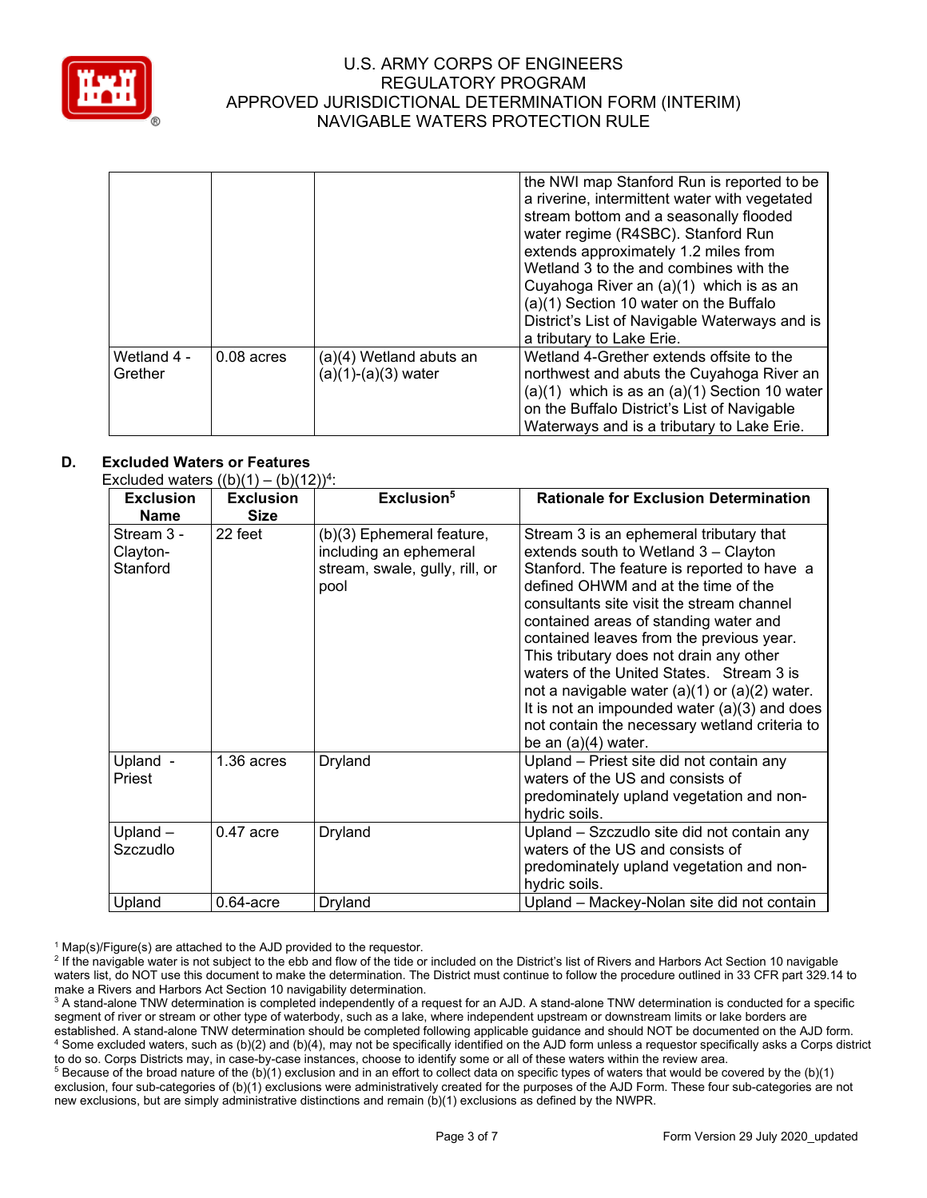| | | | |
|---|---|---|---|
| | | | the NWI map Stanford Run is reported to be a riverine, intermittent water with vegetated stream bottom and a seasonally flooded water regime (R4SBC). Stanford Run extends approximately 1.2 miles from Wetland 3 to the and combines with the Cuyahoga River an (a)(1) which is as an (a)(1) Section 10 water on the Buffalo District's List of Navigable Waterways and is a tributary to Lake Erie. |
| Wetland 4 - Grether | 0.08 acres | (a)(4) Wetland abuts an (a)(1)-(a)(3) water | Wetland 4-Grether extends offsite to the northwest and abuts the Cuyahoga River an (a)(1) which is as an (a)(1) Section 10 water on the Buffalo District's List of Navigable Waterways and is a tributary to Lake Erie. |

**D. Excluded Waters or Features**

Excluded waters ((b)(1) – (b)(12))[4]:

| Exclusion Name | Exclusion Size | Exclusion[5] | Rationale for Exclusion Determination |
|---|---|---|---|
| Stream 3 - Clayton-Stanford | 22 feet | (b)(3) Ephemeral feature, including an ephemeral stream, swale, gully, rill, or pool | Stream 3 is an ephemeral tributary that extends south to Wetland 3 – Clayton Stanford. The feature is reported to have a defined OHWM and at the time of the consultants site visit the stream channel contained areas of standing water and contained leaves from the previous year. This tributary does not drain any other waters of the United States. Stream 3 is not a navigable water (a)(1) or (a)(2) water. It is not an impounded water (a)(3) and does not contain the necessary wetland criteria to be an (a)(4) water. |
| Upland - Priest | 1.36 acres | Dryland | Upland – Priest site did not contain any waters of the US and consists of predominately upland vegetation and non-hydric soils. |
| Upland – Szczudlo | 0.47 acre | Dryland | Upland – Szczudlo site did not contain any waters of the US and consists of predominately upland vegetation and non-hydric soils. |
| Upland | 0.64-acre | Dryland | Upland – Mackey-Nolan site did not contain |

[1] Map(s)/Figure(s) are attached to the AJD provided to the requestor.

[2] If the navigable water is not subject to the ebb and flow of the tide or included on the District's list of Rivers and Harbors Act Section 10 navigable waters list, do NOT use this document to make the determination. The District must continue to follow the procedure outlined in 33 CFR part 329.14 to make a Rivers and Harbors Act Section 10 navigability determination.

[3] A stand-alone TNW determination is completed independently of a request for an AJD. A stand-alone TNW determination is conducted for a specific segment of river or stream or other type of waterbody, such as a lake, where independent upstream or downstream limits or lake borders are established. A stand-alone TNW determination should be completed following applicable guidance and should NOT be documented on the AJD form.

[4] Some excluded waters, such as (b)(2) and (b)(4), may not be specifically identified on the AJD form unless a requestor specifically asks a Corps district to do so. Corps Districts may, in case-by-case instances, choose to identify some or all of these waters within the review area.

[5] Because of the broad nature of the (b)(1) exclusion and in an effort to collect data on specific types of waters that would be covered by the (b)(1) exclusion, four sub-categories of (b)(1) exclusions were administratively created for the purposes of the AJD Form. These four sub-categories are not new exclusions, but are simply administrative distinctions and remain (b)(1) exclusions as defined by the NWPR.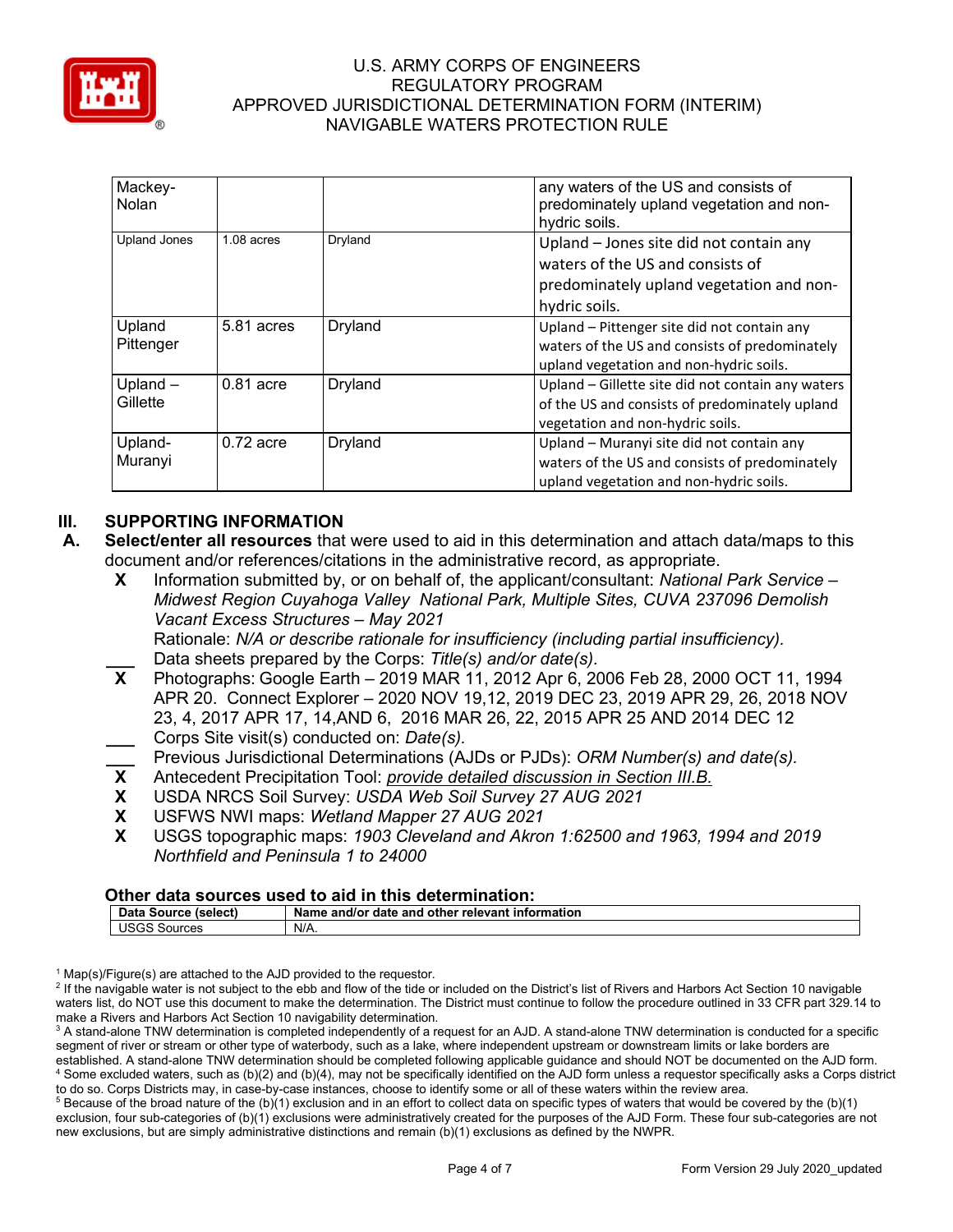| | | | |
|---|---|---|---|
| Mackey-Nolan | | | any waters of the US and consists of predominately upland vegetation and non-hydric soils. |
| Upland Jones | 1.08 acres | Dryland | Upland – Jones site did not contain any waters of the US and consists of predominately upland vegetation and non-hydric soils. |
| Upland Pittenger | 5.81 acres | Dryland | Upland – Pittenger site did not contain any waters of the US and consists of predominately upland vegetation and non-hydric soils. |
| Upland – Gillette | 0.81 acre | Dryland | Upland – Gillette site did not contain any waters of the US and consists of predominately upland vegetation and non-hydric soils. |
| Upland-Muranyi | 0.72 acre | Dryland | Upland – Muranyi site did not contain any waters of the US and consists of predominately upland vegetation and non-hydric soils. |

## III. SUPPORTING INFORMATION

**A. Select/enter all resources** that were used to aid in this determination and attach data/maps to this document and/or references/citations in the administrative record, as appropriate.

**X** Information submitted by, or on behalf of, the applicant/consultant: *National Park Service – Midwest Region Cuyahoga Valley National Park, Multiple Sites, CUVA 237096 Demolish Vacant Excess Structures – May 2021*
Rationale: *N/A or describe rationale for insufficiency (including partial insufficiency).*

___ Data sheets prepared by the Corps: *Title(s) and/or date(s).*

**X** Photographs: Google Earth – 2019 MAR 11, 2012 Apr 6, 2006 Feb 28, 2000 OCT 11, 1994 APR 20. Connect Explorer – 2020 NOV 19,12, 2019 DEC 23, 2019 APR 29, 26, 2018 NOV 23, 4, 2017 APR 17, 14,AND 6, 2016 MAR 26, 22, 2015 APR 25 AND 2014 DEC 12

___ Corps Site visit(s) conducted on: *Date(s).*

___ Previous Jurisdictional Determinations (AJDs or PJDs): *ORM Number(s) and date(s).*

**X** Antecedent Precipitation Tool: *provide detailed discussion in Section III.B.*

**X** USDA NRCS Soil Survey: *USDA Web Soil Survey 27 AUG 2021*

**X** USFWS NWI maps: *Wetland Mapper 27 AUG 2021*

**X** USGS topographic maps: *1903 Cleveland and Akron 1:62500 and 1963, 1994 and 2019 Northfield and Peninsula 1 to 24000*

### Other data sources used to aid in this determination:

| Data Source (select) | Name and/or date and other relevant information |
|---|---|
| USGS Sources | N/A. |

[1] Map(s)/Figure(s) are attached to the AJD provided to the requestor.
[2] If the navigable water is not subject to the ebb and flow of the tide or included on the District's list of Rivers and Harbors Act Section 10 navigable waters list, do NOT use this document to make the determination. The District must continue to follow the procedure outlined in 33 CFR part 329.14 to make a Rivers and Harbors Act Section 10 navigability determination.
[3] A stand-alone TNW determination is completed independently of a request for an AJD. A stand-alone TNW determination is conducted for a specific segment of river or stream or other type of waterbody, such as a lake, where independent upstream or downstream limits or lake borders are established. A stand-alone TNW determination should be completed following applicable guidance and should NOT be documented on the AJD form.
[4] Some excluded waters, such as (b)(2) and (b)(4), may not be specifically identified on the AJD form unless a requestor specifically asks a Corps district to do so. Corps Districts may, in case-by-case instances, choose to identify some or all of these waters within the review area.
[5] Because of the broad nature of the (b)(1) exclusion and in an effort to collect data on specific types of waters that would be covered by the (b)(1) exclusion, four sub-categories of (b)(1) exclusions were administratively created for the purposes of the AJD Form. These four sub-categories are not new exclusions, but are simply administrative distinctions and remain (b)(1) exclusions as defined by the NWPR.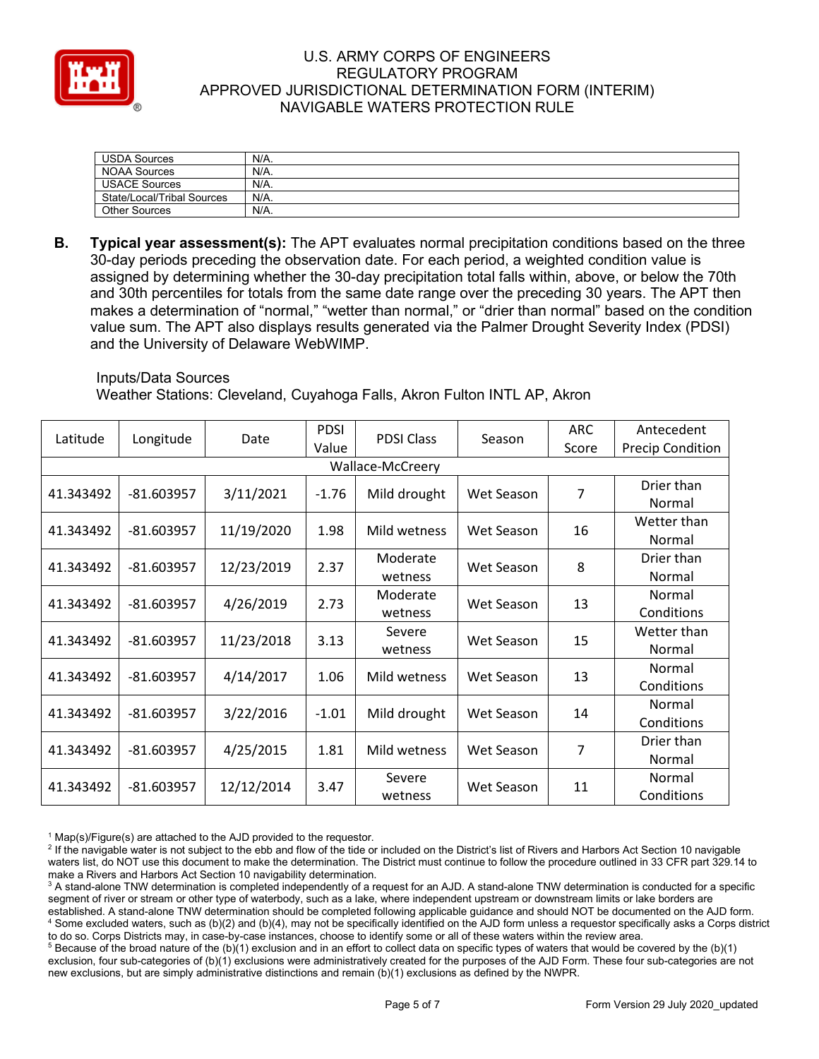| USDA Sources | N/A. |
|---|---|
| NOAA Sources | N/A. |
| USACE Sources | N/A. |
| State/Local/Tribal Sources | N/A. |
| Other Sources | N/A. |

**B. Typical year assessment(s):** The APT evaluates normal precipitation conditions based on the three 30-day periods preceding the observation date. For each period, a weighted condition value is assigned by determining whether the 30-day precipitation total falls within, above, or below the 70th and 30th percentiles for totals from the same date range over the preceding 30 years. The APT then makes a determination of "normal," "wetter than normal," or "drier than normal" based on the condition value sum. The APT also displays results generated via the Palmer Drought Severity Index (PDSI) and the University of Delaware WebWIMP.

Inputs/Data Sources
Weather Stations: Cleveland, Cuyahoga Falls, Akron Fulton INTL AP, Akron

| Latitude | Longitude | Date | PDSI Value | PDSI Class | Season | ARC Score | Antecedent Precip Condition |
|---|---|---|---|---|---|---|---|
| Wallace-McCreery | | | | | | | |
| 41.343492 | -81.603957 | 3/11/2021 | -1.76 | Mild drought | Wet Season | 7 | Drier than Normal |
| 41.343492 | -81.603957 | 11/19/2020 | 1.98 | Mild wetness | Wet Season | 16 | Wetter than Normal |
| 41.343492 | -81.603957 | 12/23/2019 | 2.37 | Moderate wetness | Wet Season | 8 | Drier than Normal |
| 41.343492 | -81.603957 | 4/26/2019 | 2.73 | Moderate wetness | Wet Season | 13 | Normal Conditions |
| 41.343492 | -81.603957 | 11/23/2018 | 3.13 | Severe wetness | Wet Season | 15 | Wetter than Normal |
| 41.343492 | -81.603957 | 4/14/2017 | 1.06 | Mild wetness | Wet Season | 13 | Normal Conditions |
| 41.343492 | -81.603957 | 3/22/2016 | -1.01 | Mild drought | Wet Season | 14 | Normal Conditions |
| 41.343492 | -81.603957 | 4/25/2015 | 1.81 | Mild wetness | Wet Season | 7 | Drier than Normal |
| 41.343492 | -81.603957 | 12/12/2014 | 3.47 | Severe wetness | Wet Season | 11 | Normal Conditions |

[1] Map(s)/Figure(s) are attached to the AJD provided to the requestor.
[2] If the navigable water is not subject to the ebb and flow of the tide or included on the District's list of Rivers and Harbors Act Section 10 navigable waters list, do NOT use this document to make the determination. The District must continue to follow the procedure outlined in 33 CFR part 329.14 to make a Rivers and Harbors Act Section 10 navigability determination.
[3] A stand-alone TNW determination is completed independently of a request for an AJD. A stand-alone TNW determination is conducted for a specific segment of river or stream or other type of waterbody, such as a lake, where independent upstream or downstream limits or lake borders are established. A stand-alone TNW determination should be completed following applicable guidance and should NOT be documented on the AJD form.
[4] Some excluded waters, such as (b)(2) and (b)(4), may not be specifically identified on the AJD form unless a requestor specifically asks a Corps district to do so. Corps Districts may, in case-by-case instances, choose to identify some or all of these waters within the review area.
[5] Because of the broad nature of the (b)(1) exclusion and in an effort to collect data on specific types of waters that would be covered by the (b)(1) exclusion, four sub-categories of (b)(1) exclusions were administratively created for the purposes of the AJD Form. These four sub-categories are not new exclusions, but are simply administrative distinctions and remain (b)(1) exclusions as defined by the NWPR.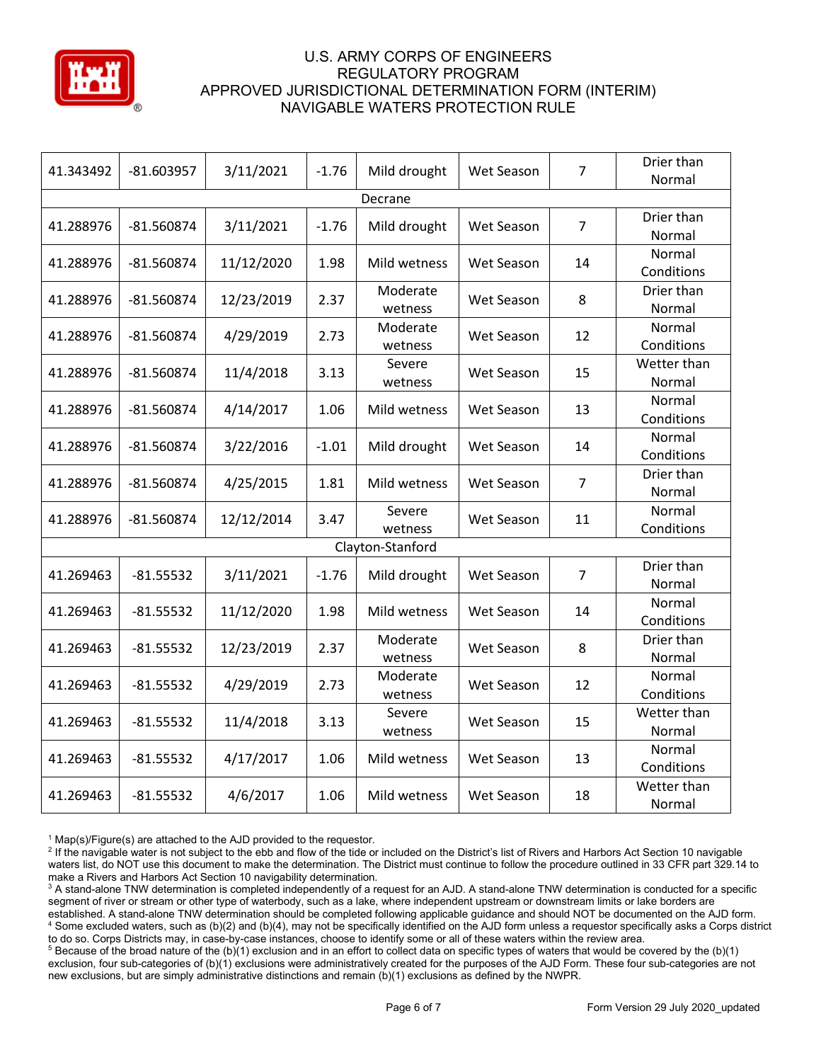| | | | | | | | |
|---|---|---|---|---|---|---|---|
| 41.343492 | -81.603957 | 3/11/2021 | -1.76 | Mild drought | Wet Season | 7 | Drier than Normal |
| Decrane | | | | | | | |
| 41.288976 | -81.560874 | 3/11/2021 | -1.76 | Mild drought | Wet Season | 7 | Drier than Normal |
| 41.288976 | -81.560874 | 11/12/2020 | 1.98 | Mild wetness | Wet Season | 14 | Normal Conditions |
| 41.288976 | -81.560874 | 12/23/2019 | 2.37 | Moderate wetness | Wet Season | 8 | Drier than Normal |
| 41.288976 | -81.560874 | 4/29/2019 | 2.73 | Moderate wetness | Wet Season | 12 | Normal Conditions |
| 41.288976 | -81.560874 | 11/4/2018 | 3.13 | Severe wetness | Wet Season | 15 | Wetter than Normal |
| 41.288976 | -81.560874 | 4/14/2017 | 1.06 | Mild wetness | Wet Season | 13 | Normal Conditions |
| 41.288976 | -81.560874 | 3/22/2016 | -1.01 | Mild drought | Wet Season | 14 | Normal Conditions |
| 41.288976 | -81.560874 | 4/25/2015 | 1.81 | Mild wetness | Wet Season | 7 | Drier than Normal |
| 41.288976 | -81.560874 | 12/12/2014 | 3.47 | Severe wetness | Wet Season | 11 | Normal Conditions |
| Clayton-Stanford | | | | | | | |
| 41.269463 | -81.55532 | 3/11/2021 | -1.76 | Mild drought | Wet Season | 7 | Drier than Normal |
| 41.269463 | -81.55532 | 11/12/2020 | 1.98 | Mild wetness | Wet Season | 14 | Normal Conditions |
| 41.269463 | -81.55532 | 12/23/2019 | 2.37 | Moderate wetness | Wet Season | 8 | Drier than Normal |
| 41.269463 | -81.55532 | 4/29/2019 | 2.73 | Moderate wetness | Wet Season | 12 | Normal Conditions |
| 41.269463 | -81.55532 | 11/4/2018 | 3.13 | Severe wetness | Wet Season | 15 | Wetter than Normal |
| 41.269463 | -81.55532 | 4/17/2017 | 1.06 | Mild wetness | Wet Season | 13 | Normal Conditions |
| 41.269463 | -81.55532 | 4/6/2017 | 1.06 | Mild wetness | Wet Season | 18 | Wetter than Normal |

[1] Map(s)/Figure(s) are attached to the AJD provided to the requestor.

[2] If the navigable water is not subject to the ebb and flow of the tide or included on the District's list of Rivers and Harbors Act Section 10 navigable waters list, do NOT use this document to make the determination. The District must continue to follow the procedure outlined in 33 CFR part 329.14 to make a Rivers and Harbors Act Section 10 navigability determination.

[3] A stand-alone TNW determination is completed independently of a request for an AJD. A stand-alone TNW determination is conducted for a specific segment of river or stream or other type of waterbody, such as a lake, where independent upstream or downstream limits or lake borders are established. A stand-alone TNW determination should be completed following applicable guidance and should NOT be documented on the AJD form.

[4] Some excluded waters, such as (b)(2) and (b)(4), may not be specifically identified on the AJD form unless a requestor specifically asks a Corps district to do so. Corps Districts may, in case-by-case instances, choose to identify some or all of these waters within the review area.

[5] Because of the broad nature of the (b)(1) exclusion and in an effort to collect data on specific types of waters that would be covered by the (b)(1) exclusion, four sub-categories of (b)(1) exclusions were administratively created for the purposes of the AJD Form. These four sub-categories are not new exclusions, but are simply administrative distinctions and remain (b)(1) exclusions as defined by the NWPR.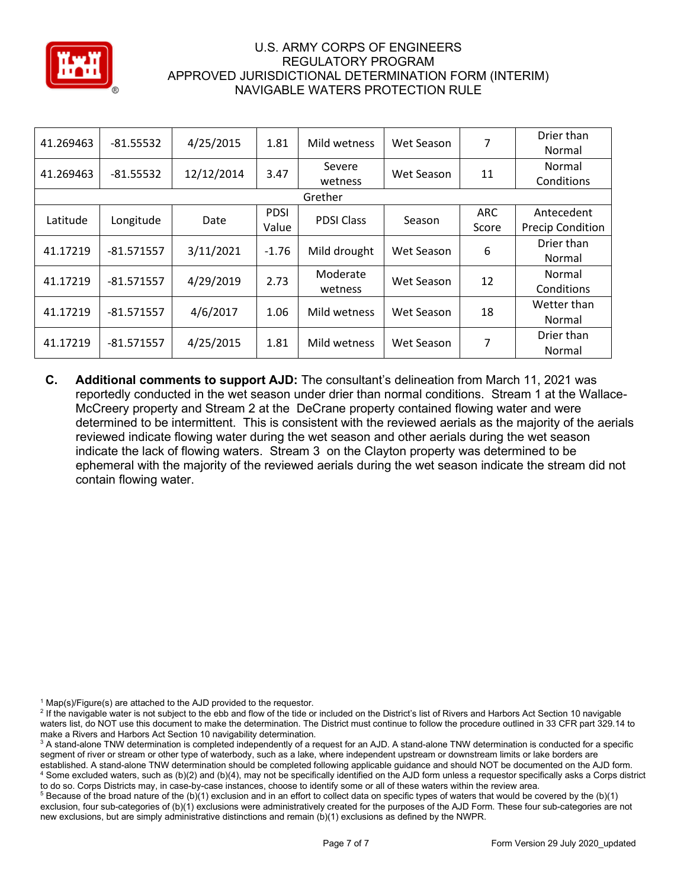| | | | | | | | |
|---|---|---|---|---|---|---|---|
| 41.269463 | -81.55532 | 4/25/2015 | 1.81 | Mild wetness | Wet Season | 7 | Drier than Normal |
| 41.269463 | -81.55532 | 12/12/2014 | 3.47 | Severe wetness | Wet Season | 11 | Normal Conditions |
| Grether | | | | | | | |
| Latitude | Longitude | Date | PDSI Value | PDSI Class | Season | ARC Score | Antecedent Precip Condition |
| 41.17219 | -81.571557 | 3/11/2021 | -1.76 | Mild drought | Wet Season | 6 | Drier than Normal |
| 41.17219 | -81.571557 | 4/29/2019 | 2.73 | Moderate wetness | Wet Season | 12 | Normal Conditions |
| 41.17219 | -81.571557 | 4/6/2017 | 1.06 | Mild wetness | Wet Season | 18 | Wetter than Normal |
| 41.17219 | -81.571557 | 4/25/2015 | 1.81 | Mild wetness | Wet Season | 7 | Drier than Normal |

**C. Additional comments to support AJD:** The consultant's delineation from March 11, 2021 was reportedly conducted in the wet season under drier than normal conditions. Stream 1 at the Wallace-McCreery property and Stream 2 at the DeCrane property contained flowing water and were determined to be intermittent. This is consistent with the reviewed aerials as the majority of the aerials reviewed indicate flowing water during the wet season and other aerials during the wet season indicate the lack of flowing waters. Stream 3 on the Clayton property was determined to be ephemeral with the majority of the reviewed aerials during the wet season indicate the stream did not contain flowing water.

[1] Map(s)/Figure(s) are attached to the AJD provided to the requestor.
[2] If the navigable water is not subject to the ebb and flow of the tide or included on the District's list of Rivers and Harbors Act Section 10 navigable waters list, do NOT use this document to make the determination. The District must continue to follow the procedure outlined in 33 CFR part 329.14 to make a Rivers and Harbors Act Section 10 navigability determination.
[3] A stand-alone TNW determination is completed independently of a request for an AJD. A stand-alone TNW determination is conducted for a specific segment of river or stream or other type of waterbody, such as a lake, where independent upstream or downstream limits or lake borders are established. A stand-alone TNW determination should be completed following applicable guidance and should NOT be documented on the AJD form.
[4] Some excluded waters, such as (b)(2) and (b)(4), may not be specifically identified on the AJD form unless a requestor specifically asks a Corps district to do so. Corps Districts may, in case-by-case instances, choose to identify some or all of these waters within the review area.
[5] Because of the broad nature of the (b)(1) exclusion and in an effort to collect data on specific types of waters that would be covered by the (b)(1) exclusion, four sub-categories of (b)(1) exclusions were administratively created for the purposes of the AJD Form. These four sub-categories are not new exclusions, but are simply administrative distinctions and remain (b)(1) exclusions as defined by the NWPR.